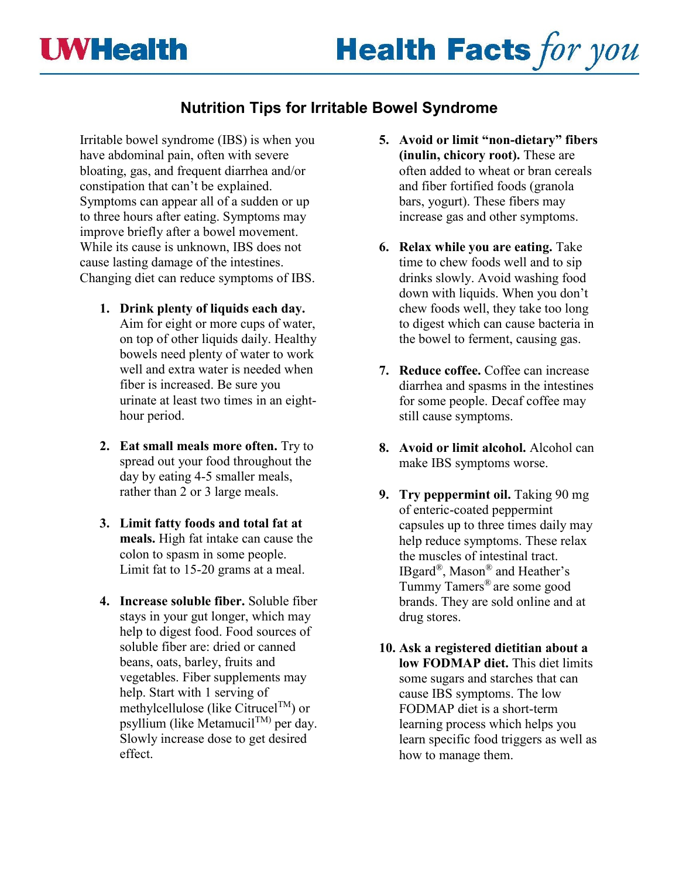UWHealth

Health Facts *for you*

# Nutrition Tips for Irritable Bowel Syndrome

Irritable bowel syndrome (IBS) is when you have abdominal pain, often with severe bloating, gas, and frequent diarrhea and/or constipation that can't be explained. Symptoms can appear all of a sudden or up to three hours after eating. Symptoms may improve briefly after a bowel movement. While its cause is unknown, IBS does not cause lasting damage of the intestines. Changing diet can reduce symptoms of IBS.

1. **Drink plenty of liquids each day.** Aim for eight or more cups of water, on top of other liquids daily. Healthy bowels need plenty of water to work well and extra water is needed when fiber is increased. Be sure you urinate at least two times in an eight-hour period.

2. **Eat small meals more often.** Try to spread out your food throughout the day by eating 4-5 smaller meals, rather than 2 or 3 large meals.

3. **Limit fatty foods and total fat at meals.** High fat intake can cause the colon to spasm in some people. Limit fat to 15-20 grams at a meal.

4. **Increase soluble fiber.** Soluble fiber stays in your gut longer, which may help to digest food. Food sources of soluble fiber are: dried or canned beans, oats, barley, fruits and vegetables. Fiber supplements may help. Start with 1 serving of methylcellulose (like Citrucel™) or psyllium (like Metamucil™) per day. Slowly increase dose to get desired effect.

5. **Avoid or limit "non-dietary" fibers (inulin, chicory root).** These are often added to wheat or bran cereals and fiber fortified foods (granola bars, yogurt). These fibers may increase gas and other symptoms.

6. **Relax while you are eating.** Take time to chew foods well and to sip drinks slowly. Avoid washing food down with liquids. When you don't chew foods well, they take too long to digest which can cause bacteria in the bowel to ferment, causing gas.

7. **Reduce coffee.** Coffee can increase diarrhea and spasms in the intestines for some people. Decaf coffee may still cause symptoms.

8. **Avoid or limit alcohol.** Alcohol can make IBS symptoms worse.

9. **Try peppermint oil.** Taking 90 mg of enteric-coated peppermint capsules up to three times daily may help reduce symptoms. These relax the muscles of intestinal tract. IBgard®, Mason® and Heather's Tummy Tamers® are some good brands. They are sold online and at drug stores.

10. **Ask a registered dietitian about a low FODMAP diet.** This diet limits some sugars and starches that can cause IBS symptoms. The low FODMAP diet is a short-term learning process which helps you learn specific food triggers as well as how to manage them.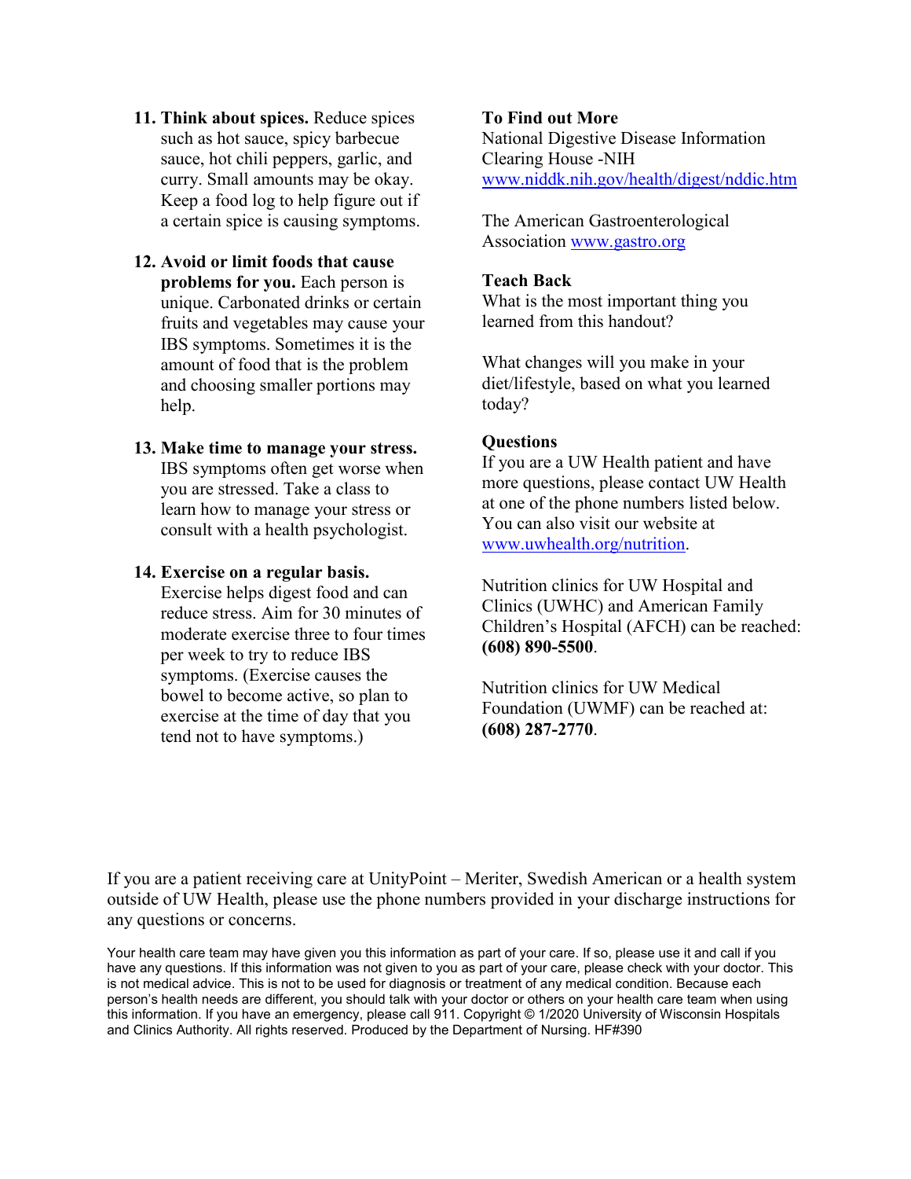11. **Think about spices.** Reduce spices such as hot sauce, spicy barbecue sauce, hot chili peppers, garlic, and curry. Small amounts may be okay. Keep a food log to help figure out if a certain spice is causing symptoms.

12. **Avoid or limit foods that cause problems for you.** Each person is unique. Carbonated drinks or certain fruits and vegetables may cause your IBS symptoms. Sometimes it is the amount of food that is the problem and choosing smaller portions may help.

13. **Make time to manage your stress.** IBS symptoms often get worse when you are stressed. Take a class to learn how to manage your stress or consult with a health psychologist.

14. **Exercise on a regular basis.** Exercise helps digest food and can reduce stress. Aim for 30 minutes of moderate exercise three to four times per week to try to reduce IBS symptoms. (Exercise causes the bowel to become active, so plan to exercise at the time of day that you tend not to have symptoms.)

**To Find out More**

National Digestive Disease Information Clearing House -NIH www.niddk.nih.gov/health/digest/nddic.htm

The American Gastroenterological Association www.gastro.org

**Teach Back**

What is the most important thing you learned from this handout?

What changes will you make in your diet/lifestyle, based on what you learned today?

**Questions**

If you are a UW Health patient and have more questions, please contact UW Health at one of the phone numbers listed below. You can also visit our website at www.uwhealth.org/nutrition.

Nutrition clinics for UW Hospital and Clinics (UWHC) and American Family Children's Hospital (AFCH) can be reached: **(608) 890-5500**.

Nutrition clinics for UW Medical Foundation (UWMF) can be reached at: **(608) 287-2770**.

If you are a patient receiving care at UnityPoint – Meriter, Swedish American or a health system outside of UW Health, please use the phone numbers provided in your discharge instructions for any questions or concerns.

Your health care team may have given you this information as part of your care. If so, please use it and call if you have any questions. If this information was not given to you as part of your care, please check with your doctor. This is not medical advice. This is not to be used for diagnosis or treatment of any medical condition. Because each person's health needs are different, you should talk with your doctor or others on your health care team when using this information. If you have an emergency, please call 911. Copyright © 1/2020 University of Wisconsin Hospitals and Clinics Authority. All rights reserved. Produced by the Department of Nursing. HF#390